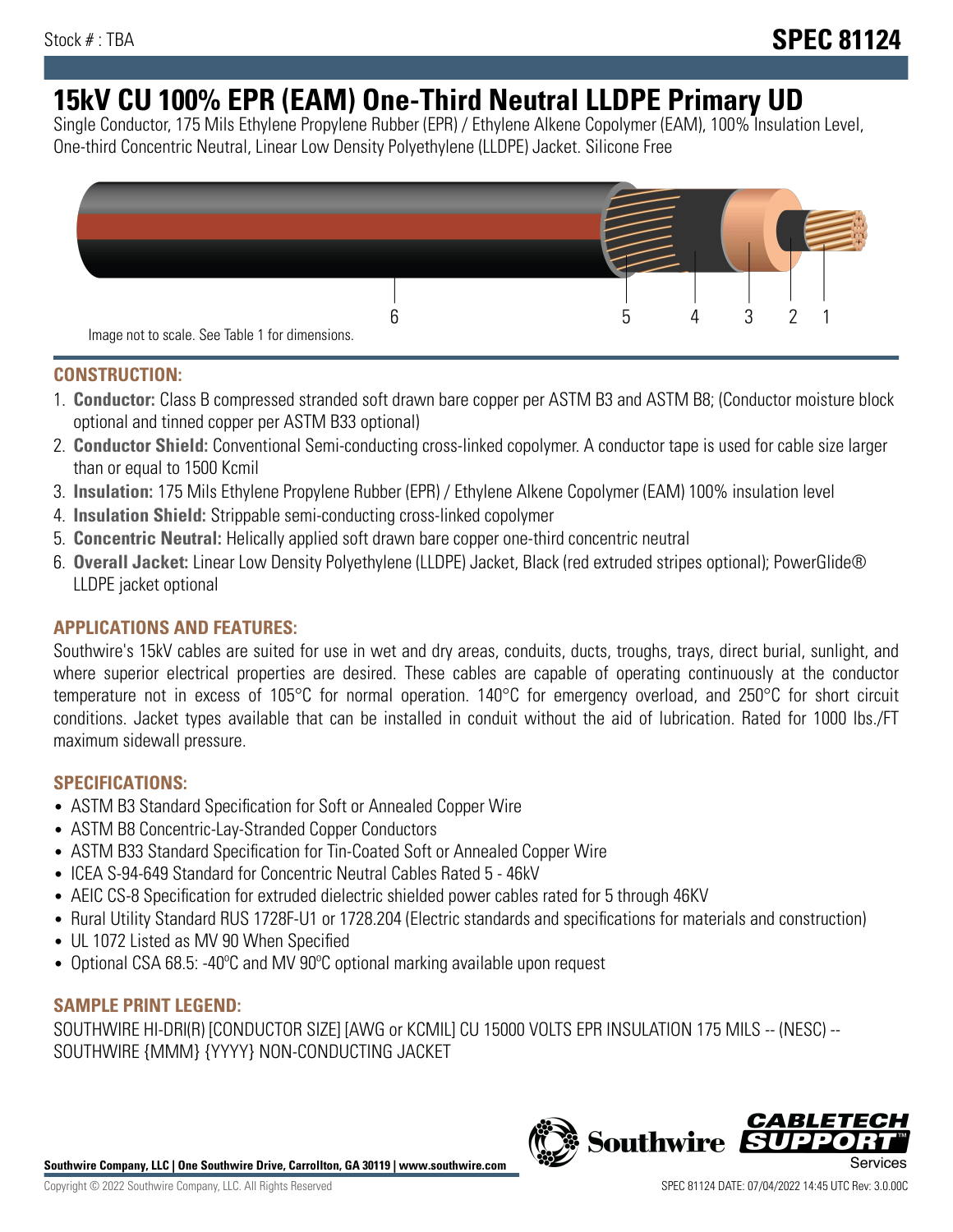Stock # : TBA

**SPEC 81124**

# 15kV CU 100% EPR (EAM) One-Third Neutral LLDPE Primary UD

Single Conductor, 175 Mils Ethylene Propylene Rubber (EPR) / Ethylene Alkene Copolymer (EAM), 100% Insulation Level, One-third Concentric Neutral, Linear Low Density Polyethylene (LLDPE) Jacket. Silicone Free

6 5 4 3 2 1

Image not to scale. See Table 1 for dimensions.

## CONSTRUCTION:

1. **Conductor:** Class B compressed stranded soft drawn bare copper per ASTM B3 and ASTM B8; (Conductor moisture block optional and tinned copper per ASTM B33 optional)
2. **Conductor Shield:** Conventional Semi-conducting cross-linked copolymer. A conductor tape is used for cable size larger than or equal to 1500 Kcmil
3. **Insulation:** 175 Mils Ethylene Propylene Rubber (EPR) / Ethylene Alkene Copolymer (EAM) 100% insulation level
4. **Insulation Shield:** Strippable semi-conducting cross-linked copolymer
5. **Concentric Neutral:** Helically applied soft drawn bare copper one-third concentric neutral
6. **Overall Jacket:** Linear Low Density Polyethylene (LLDPE) Jacket, Black (red extruded stripes optional); PowerGlide® LLDPE jacket optional

## APPLICATIONS AND FEATURES:

Southwire's 15kV cables are suited for use in wet and dry areas, conduits, ducts, troughs, trays, direct burial, sunlight, and where superior electrical properties are desired. These cables are capable of operating continuously at the conductor temperature not in excess of 105°C for normal operation. 140°C for emergency overload, and 250°C for short circuit conditions. Jacket types available that can be installed in conduit without the aid of lubrication. Rated for 1000 lbs./FT maximum sidewall pressure.

## SPECIFICATIONS:

- ASTM B3 Standard Specification for Soft or Annealed Copper Wire
- ASTM B8 Concentric-Lay-Stranded Copper Conductors
- ASTM B33 Standard Specification for Tin-Coated Soft or Annealed Copper Wire
- ICEA S-94-649 Standard for Concentric Neutral Cables Rated 5 - 46kV
- AEIC CS-8 Specification for extruded dielectric shielded power cables rated for 5 through 46KV
- Rural Utility Standard RUS 1728F-U1 or 1728.204 (Electric standards and specifications for materials and construction)
- UL 1072 Listed as MV 90 When Specified
- Optional CSA 68.5: -40ºC and MV 90ºC optional marking available upon request

## SAMPLE PRINT LEGEND:

SOUTHWIRE HI-DRI(R) [CONDUCTOR SIZE] [AWG or KCMIL] CU 15000 VOLTS EPR INSULATION 175 MILS -- (NESC) -- SOUTHWIRE {MMM} {YYYY} NON-CONDUCTING JACKET

**Southwire Company, LLC | One Southwire Drive, Carrollton, GA 30119 | www.southwire.com**

Copyright © 2022 Southwire Company, LLC. All Rights Reserved

SPEC 81124 DATE: 07/04/2022 14:45 UTC Rev: 3.0.00C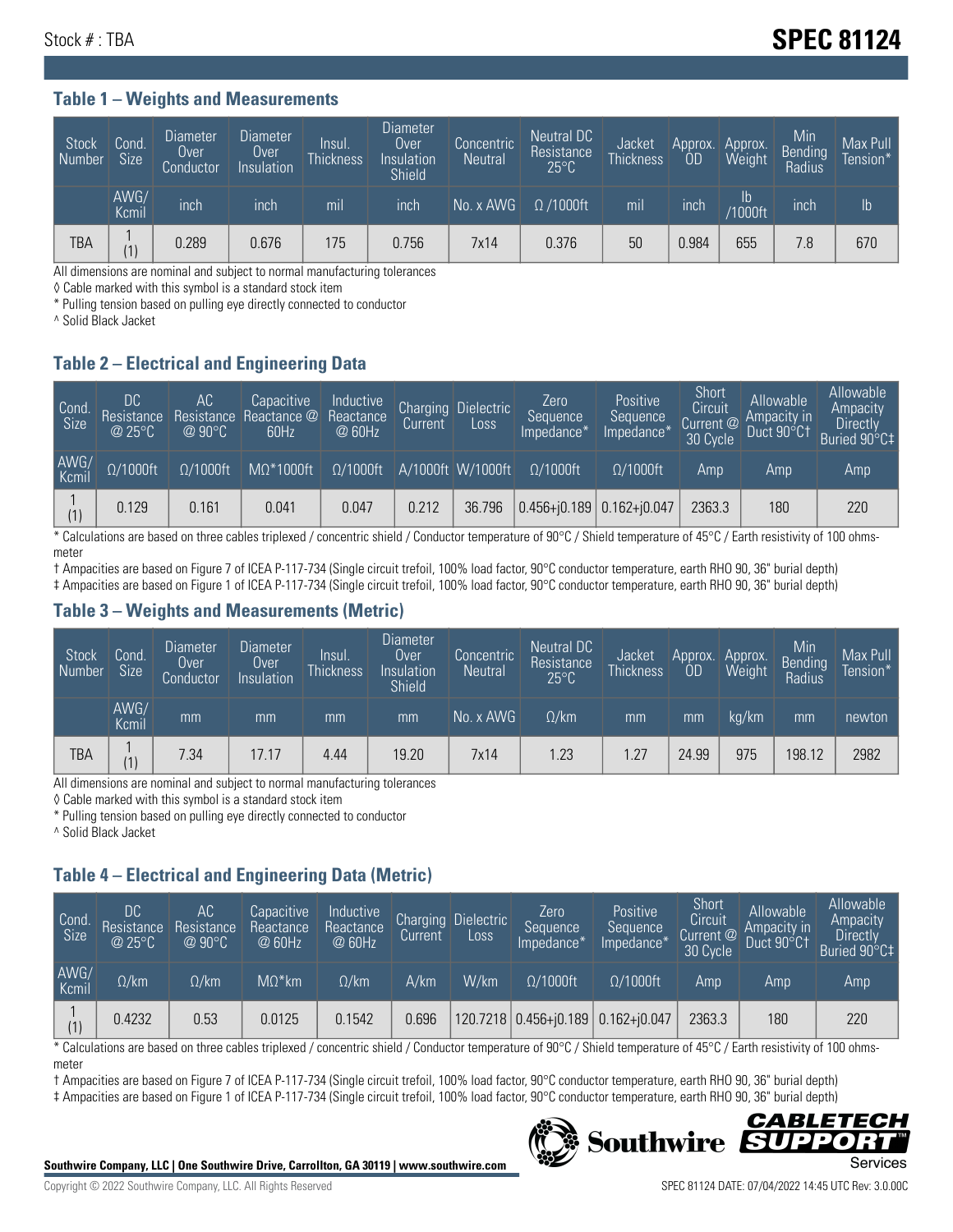Stock # : TBA

# SPEC 81124

## Table 1 – Weights and Measurements

| Stock Number | Cond. Size | Diameter Over Conductor | Diameter Over Insulation | Insul. Thickness | Diameter Over Insulation Shield | Concentric Neutral | Neutral DC Resistance 25°C | Jacket Thickness | Approx. OD | Approx. Weight | Min Bending Radius | Max Pull Tension* |
|---|---|---|---|---|---|---|---|---|---|---|---|---|
| | AWG/ Kcmil | inch | inch | mil | inch | No. x AWG | Ω /1000ft | mil | inch | lb /1000ft | inch | lb |
| TBA | 1 (1) | 0.289 | 0.676 | 175 | 0.756 | 7x14 | 0.376 | 50 | 0.984 | 655 | 7.8 | 670 |

All dimensions are nominal and subject to normal manufacturing tolerances

◊ Cable marked with this symbol is a standard stock item

* Pulling tension based on pulling eye directly connected to conductor

^ Solid Black Jacket

## Table 2 – Electrical and Engineering Data

| Cond. Size | DC Resistance @ 25°C | AC Resistance @ 90°C | Capacitive Reactance @ 60Hz | Inductive Reactance @ 60Hz | Charging Current | Dielectric Loss | Zero Sequence Impedance* | Positive Sequence Impedance* | Short Circuit Current @ 30 Cycle | Allowable Ampacity in Duct 90°C† | Allowable Ampacity Directly Buried 90°C‡ |
|---|---|---|---|---|---|---|---|---|---|---|---|
| AWG/ Kcmil | Ω/1000ft | Ω/1000ft | MΩ*1000ft | Ω/1000ft | A/1000ft | W/1000ft | Ω/1000ft | Ω/1000ft | Amp | Amp | Amp |
| 1 (1) | 0.129 | 0.161 | 0.041 | 0.047 | 0.212 | 36.796 | 0.456+j0.189 | 0.162+j0.047 | 2363.3 | 180 | 220 |

* Calculations are based on three cables triplexed / concentric shield / Conductor temperature of 90°C / Shield temperature of 45°C / Earth resistivity of 100 ohms-meter

† Ampacities are based on Figure 7 of ICEA P-117-734 (Single circuit trefoil, 100% load factor, 90°C conductor temperature, earth RHO 90, 36" burial depth)

‡ Ampacities are based on Figure 1 of ICEA P-117-734 (Single circuit trefoil, 100% load factor, 90°C conductor temperature, earth RHO 90, 36" burial depth)

## Table 3 – Weights and Measurements (Metric)

| Stock Number | Cond. Size | Diameter Over Conductor | Diameter Over Insulation | Insul. Thickness | Diameter Over Insulation Shield | Concentric Neutral | Neutral DC Resistance 25°C | Jacket Thickness | Approx. OD | Approx. Weight | Min Bending Radius | Max Pull Tension* |
|---|---|---|---|---|---|---|---|---|---|---|---|---|
| | AWG/ Kcmil | mm | mm | mm | mm | No. x AWG | Ω/km | mm | mm | kg/km | mm | newton |
| TBA | 1 (1) | 7.34 | 17.17 | 4.44 | 19.20 | 7x14 | 1.23 | 1.27 | 24.99 | 975 | 198.12 | 2982 |

All dimensions are nominal and subject to normal manufacturing tolerances

◊ Cable marked with this symbol is a standard stock item

* Pulling tension based on pulling eye directly connected to conductor

^ Solid Black Jacket

## Table 4 – Electrical and Engineering Data (Metric)

| Cond. Size | DC Resistance @ 25°C | AC Resistance @ 90°C | Capacitive Reactance @ 60Hz | Inductive Reactance @ 60Hz | Charging Current | Dielectric Loss | Zero Sequence Impedance* | Positive Sequence Impedance* | Short Circuit Current @ 30 Cycle | Allowable Ampacity in Duct 90°C† | Allowable Ampacity Directly Buried 90°C‡ |
|---|---|---|---|---|---|---|---|---|---|---|---|
| AWG/ Kcmil | Ω/km | Ω/km | MΩ*km | Ω/km | A/km | W/km | Ω/1000ft | Ω/1000ft | Amp | Amp | Amp |
| 1 (1) | 0.4232 | 0.53 | 0.0125 | 0.1542 | 0.696 | 120.7218 | 0.456+j0.189 | 0.162+j0.047 | 2363.3 | 180 | 220 |

* Calculations are based on three cables triplexed / concentric shield / Conductor temperature of 90°C / Shield temperature of 45°C / Earth resistivity of 100 ohms-meter

† Ampacities are based on Figure 7 of ICEA P-117-734 (Single circuit trefoil, 100% load factor, 90°C conductor temperature, earth RHO 90, 36" burial depth)

‡ Ampacities are based on Figure 1 of ICEA P-117-734 (Single circuit trefoil, 100% load factor, 90°C conductor temperature, earth RHO 90, 36" burial depth)

**Southwire Company, LLC | One Southwire Drive, Carrollton, GA 30119 | www.southwire.com**

Copyright © 2022 Southwire Company, LLC. All Rights Reserved

SPEC 81124 DATE: 07/04/2022 14:45 UTC Rev: 3.0.00C